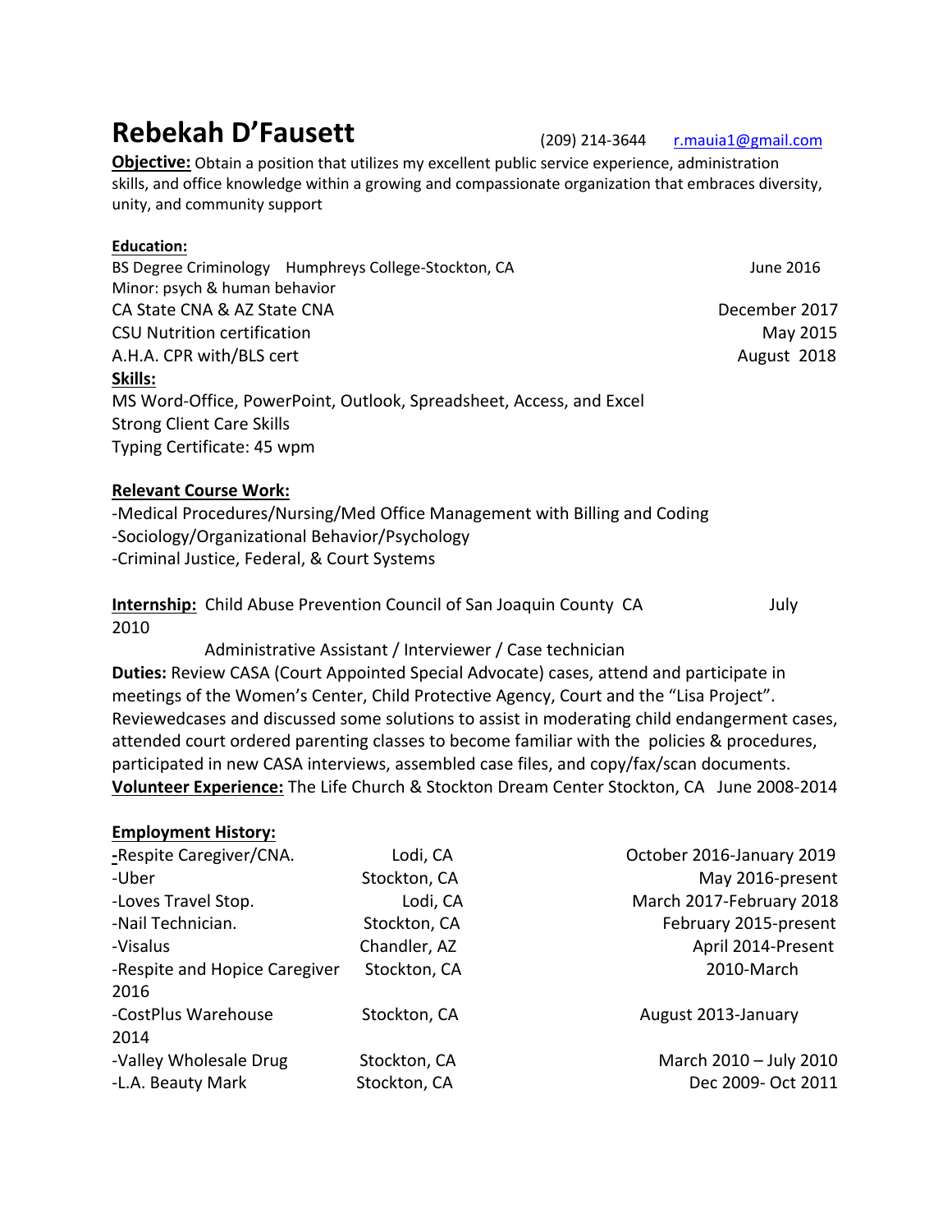# Rebekah D'Fausett

(209) 214-3644 r.mauia1@gmail.com

**Objective:** Obtain a position that utilizes my excellent public service experience, administration skills, and office knowledge within a growing and compassionate organization that embraces diversity, unity, and community support

**Education:**

BS Degree Criminology Humphreys College-Stockton, CA — June 2016
Minor: psych & human behavior
CA State CNA & AZ State CNA — December 2017
CSU Nutrition certification — May 2015
A.H.A. CPR with/BLS cert — August 2018

**Skills:**

MS Word-Office, PowerPoint, Outlook, Spreadsheet, Access, and Excel
Strong Client Care Skills
Typing Certificate: 45 wpm

**Relevant Course Work:**

-Medical Procedures/Nursing/Med Office Management with Billing and Coding
-Sociology/Organizational Behavior/Psychology
-Criminal Justice, Federal, & Court Systems

**Internship:** Child Abuse Prevention Council of San Joaquin County CA — July 2010

Administrative Assistant / Interviewer / Case technician

**Duties:** Review CASA (Court Appointed Special Advocate) cases, attend and participate in meetings of the Women's Center, Child Protective Agency, Court and the "Lisa Project". Reviewedcases and discussed some solutions to assist in moderating child endangerment cases, attended court ordered parenting classes to become familiar with the policies & procedures, participated in new CASA interviews, assembled case files, and copy/fax/scan documents.

**Volunteer Experience:** The Life Church & Stockton Dream Center Stockton, CA June 2008-2014

**Employment History:**

| Position | Location | Dates |
|---|---|---|
| -Respite Caregiver/CNA. | Lodi, CA | October 2016-January 2019 |
| -Uber | Stockton, CA | May 2016-present |
| -Loves Travel Stop. | Lodi, CA | March 2017-February 2018 |
| -Nail Technician. | Stockton, CA | February 2015-present |
| -Visalus | Chandler, AZ | April 2014-Present |
| -Respite and Hopice Caregiver | Stockton, CA | 2010-March 2016 |
| -CostPlus Warehouse | Stockton, CA | August 2013-January 2014 |
| -Valley Wholesale Drug | Stockton, CA | March 2010 – July 2010 |
| -L.A. Beauty Mark | Stockton, CA | Dec 2009- Oct 2011 |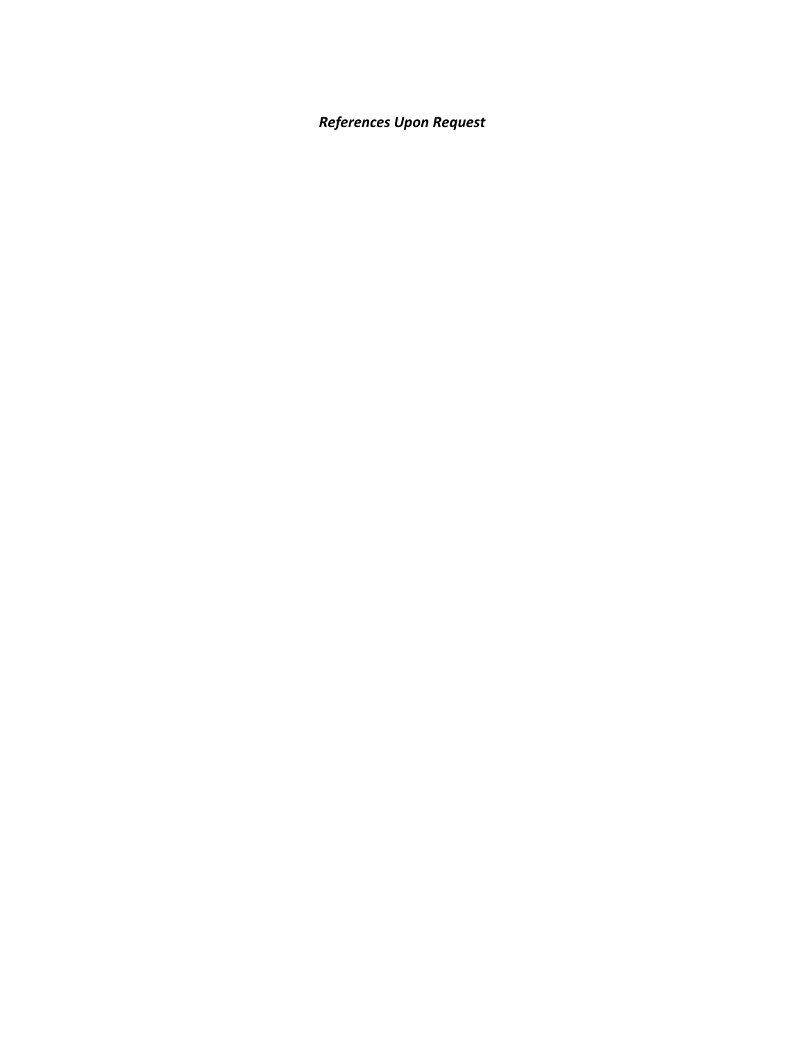***References Upon Request***